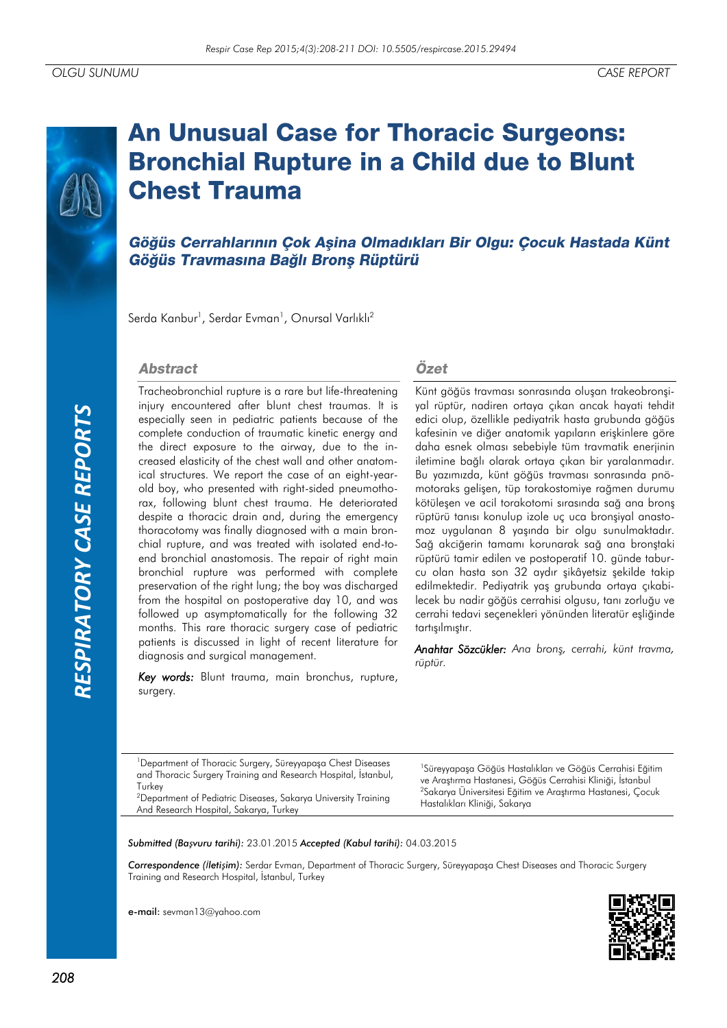OLGU SUNUMU | CASE REPORT

# An Unusual Case for Thoracic Surgeons: Bronchial Rupture in a Child due to Blunt Chest Trauma

## *Göğüs Cerrahlarının Çok Aşina Olmadıkları Bir Olgu: Çocuk Hastada Künt Göğüs Travmasına Bağlı Bronş Rüptürü*

Serda Kanbur[1], Serdar Evman[1], Onursal Varlıklı[2]

### Abstract

Tracheobronchial rupture is a rare but life-threatening injury encountered after blunt chest traumas. It is especially seen in pediatric patients because of the complete conduction of traumatic kinetic energy and the direct exposure to the airway, due to the increased elasticity of the chest wall and other anatomical structures. We report the case of an eight-year-old boy, who presented with right-sided pneumothorax, following blunt chest trauma. He deteriorated despite a thoracic drain and, during the emergency thoracotomy was finally diagnosed with a main bronchial rupture, and was treated with isolated end-to-end bronchial anastomosis. The repair of right main bronchial rupture was performed with complete preservation of the right lung; the boy was discharged from the hospital on postoperative day 10, and was followed up asymptomatically for the following 32 months. This rare thoracic surgery case of pediatric patients is discussed in light of recent literature for diagnosis and surgical management.

*Key words:* Blunt trauma, main bronchus, rupture, surgery.

### Özet

Künt göğüs travması sonrasında oluşan trakeobronşiyal rüptür, nadiren ortaya çıkan ancak hayati tehdit edici olup, özellikle pediyatrik hasta grubunda göğüs kafesinin ve diğer anatomik yapıların erişkinlere göre daha esnek olması sebebiyle tüm travmatik enerjinin iletimine bağlı olarak ortaya çıkan bir yaralanmadır. Bu yazımızda, künt göğüs travması sonrasında pnömotoraks gelişen, tüp torakostomiye rağmen durumu kötüleşen ve acil torakotomi sırasında sağ ana bronş rüptürü tanısı konulup izole uç uca bronşiyal anastomoz uygulanan 8 yaşında bir olgu sunulmaktadır. Sağ akciğerin tamamı korunarak sağ ana bronştaki rüptürü tamir edilen ve postoperatif 10. günde taburcu olan hasta son 32 aydır şikâyetsiz şekilde takip edilmektedir. Pediyatrik yaş grubunda ortaya çıkabilecek bu nadir göğüs cerrahisi olgusu, tanı zorluğu ve cerrahi tedavi seçenekleri yönünden literatür eşliğinde tartışılmıştır.

*Anahtar Sözcükler:* *Ana bronş, cerrahi, künt travma, rüptür.*

[1]Department of Thoracic Surgery, Süreyyapaşa Chest Diseases and Thoracic Surgery Training and Research Hospital, İstanbul, Turkey
[2]Department of Pediatric Diseases, Sakarya University Training And Research Hospital, Sakarya, Turkey

[1]Süreyyapaşa Göğüs Hastalıkları ve Göğüs Cerrahisi Eğitim ve Araştırma Hastanesi, Göğüs Cerrahisi Kliniği, İstanbul
[2]Sakarya Üniversitesi Eğitim ve Araştırma Hastanesi, Çocuk Hastalıkları Kliniği, Sakarya

*Submitted (Başvuru tarihi):* 23.01.2015 *Accepted (Kabul tarihi):* 04.03.2015

*Correspondence (İletişim):* Serdar Evman, Department of Thoracic Surgery, Süreyyapaşa Chest Diseases and Thoracic Surgery Training and Research Hospital, İstanbul, Turkey

**e-mail:** sevman13@yahoo.com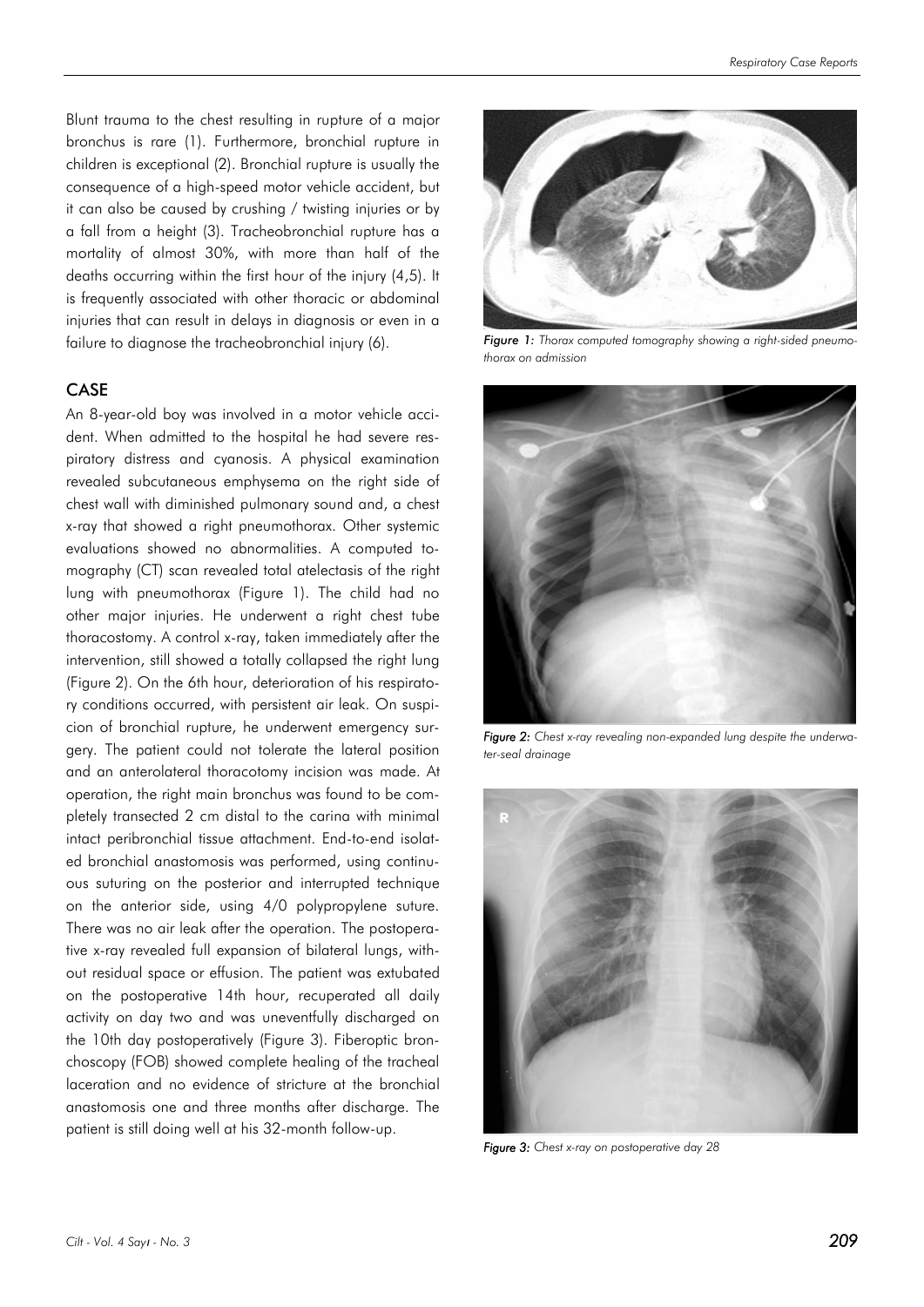Blunt trauma to the chest resulting in rupture of a major bronchus is rare (1). Furthermore, bronchial rupture in children is exceptional (2). Bronchial rupture is usually the consequence of a high-speed motor vehicle accident, but it can also be caused by crushing / twisting injuries or by a fall from a height (3). Tracheobronchial rupture has a mortality of almost 30%, with more than half of the deaths occurring within the first hour of the injury (4,5). It is frequently associated with other thoracic or abdominal injuries that can result in delays in diagnosis or even in a failure to diagnose the tracheobronchial injury (6).

## CASE

An 8-year-old boy was involved in a motor vehicle accident. When admitted to the hospital he had severe respiratory distress and cyanosis. A physical examination revealed subcutaneous emphysema on the right side of chest wall with diminished pulmonary sound and, a chest x-ray that showed a right pneumothorax. Other systemic evaluations showed no abnormalities. A computed tomography (CT) scan revealed total atelectasis of the right lung with pneumothorax (Figure 1). The child had no other major injuries. He underwent a right chest tube thoracostomy. A control x-ray, taken immediately after the intervention, still showed a totally collapsed the right lung (Figure 2). On the 6th hour, deterioration of his respiratory conditions occurred, with persistent air leak. On suspicion of bronchial rupture, he underwent emergency surgery. The patient could not tolerate the lateral position and an anterolateral thoracotomy incision was made. At operation, the right main bronchus was found to be completely transected 2 cm distal to the carina with minimal intact peribronchial tissue attachment. End-to-end isolated bronchial anastomosis was performed, using continuous suturing on the posterior and interrupted technique on the anterior side, using 4/0 polypropylene suture. There was no air leak after the operation. The postoperative x-ray revealed full expansion of bilateral lungs, without residual space or effusion. The patient was extubated on the postoperative 14th hour, recuperated all daily activity on day two and was uneventfully discharged on the 10th day postoperatively (Figure 3). Fiberoptic bronchoscopy (FOB) showed complete healing of the tracheal laceration and no evidence of stricture at the bronchial anastomosis one and three months after discharge. The patient is still doing well at his 32-month follow-up.

*Figure 1: Thorax computed tomography showing a right-sided pneumothorax on admission*

*Figure 2: Chest x-ray revealing non-expanded lung despite the underwater-seal drainage*

*Figure 3: Chest x-ray on postoperative day 28*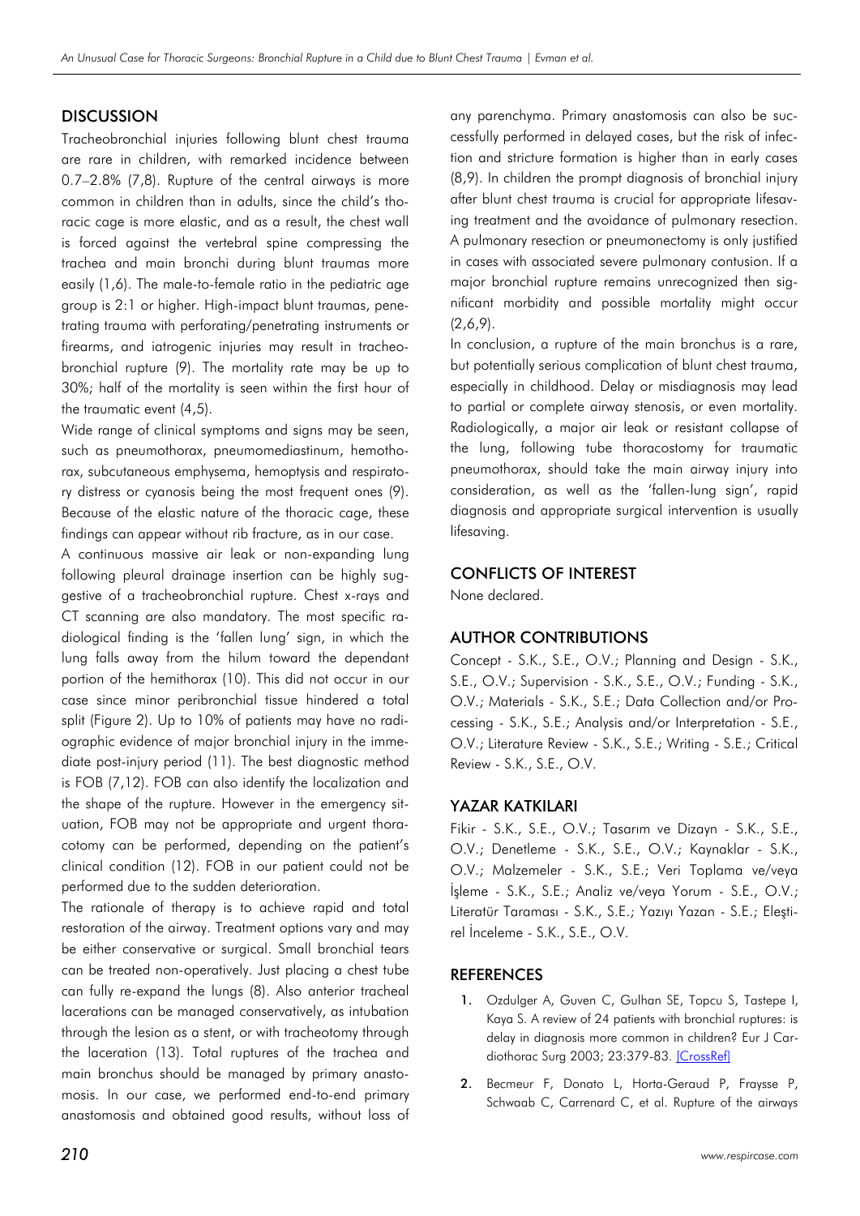## DISCUSSION

Tracheobronchial injuries following blunt chest trauma are rare in children, with remarked incidence between 0.7–2.8% (7,8). Rupture of the central airways is more common in children than in adults, since the child's thoracic cage is more elastic, and as a result, the chest wall is forced against the vertebral spine compressing the trachea and main bronchi during blunt traumas more easily (1,6). The male-to-female ratio in the pediatric age group is 2:1 or higher. High-impact blunt traumas, penetrating trauma with perforating/penetrating instruments or firearms, and iatrogenic injuries may result in tracheobronchial rupture (9). The mortality rate may be up to 30%; half of the mortality is seen within the first hour of the traumatic event (4,5).

Wide range of clinical symptoms and signs may be seen, such as pneumothorax, pneumomediastinum, hemothorax, subcutaneous emphysema, hemoptysis and respiratory distress or cyanosis being the most frequent ones (9). Because of the elastic nature of the thoracic cage, these findings can appear without rib fracture, as in our case.

A continuous massive air leak or non-expanding lung following pleural drainage insertion can be highly suggestive of a tracheobronchial rupture. Chest x-rays and CT scanning are also mandatory. The most specific radiological finding is the 'fallen lung' sign, in which the lung falls away from the hilum toward the dependant portion of the hemithorax (10). This did not occur in our case since minor peribronchial tissue hindered a total split (Figure 2). Up to 10% of patients may have no radiographic evidence of major bronchial injury in the immediate post-injury period (11). The best diagnostic method is FOB (7,12). FOB can also identify the localization and the shape of the rupture. However in the emergency situation, FOB may not be appropriate and urgent thoracotomy can be performed, depending on the patient's clinical condition (12). FOB in our patient could not be performed due to the sudden deterioration.

The rationale of therapy is to achieve rapid and total restoration of the airway. Treatment options vary and may be either conservative or surgical. Small bronchial tears can be treated non-operatively. Just placing a chest tube can fully re-expand the lungs (8). Also anterior tracheal lacerations can be managed conservatively, as intubation through the lesion as a stent, or with tracheotomy through the laceration (13). Total ruptures of the trachea and main bronchus should be managed by primary anastomosis. In our case, we performed end-to-end primary anastomosis and obtained good results, without loss of any parenchyma. Primary anastomosis can also be successfully performed in delayed cases, but the risk of infection and stricture formation is higher than in early cases (8,9). In children the prompt diagnosis of bronchial injury after blunt chest trauma is crucial for appropriate lifesaving treatment and the avoidance of pulmonary resection. A pulmonary resection or pneumonectomy is only justified in cases with associated severe pulmonary contusion. If a major bronchial rupture remains unrecognized then significant morbidity and possible mortality might occur (2,6,9).

In conclusion, a rupture of the main bronchus is a rare, but potentially serious complication of blunt chest trauma, especially in childhood. Delay or misdiagnosis may lead to partial or complete airway stenosis, or even mortality. Radiologically, a major air leak or resistant collapse of the lung, following tube thoracostomy for traumatic pneumothorax, should take the main airway injury into consideration, as well as the 'fallen-lung sign', rapid diagnosis and appropriate surgical intervention is usually lifesaving.

## CONFLICTS OF INTEREST

None declared.

## AUTHOR CONTRIBUTIONS

Concept - S.K., S.E., O.V.; Planning and Design - S.K., S.E., O.V.; Supervision - S.K., S.E., O.V.; Funding - S.K., O.V.; Materials - S.K., S.E.; Data Collection and/or Processing - S.K., S.E.; Analysis and/or Interpretation - S.E., O.V.; Literature Review - S.K., S.E.; Writing - S.E.; Critical Review - S.K., S.E., O.V.

## YAZAR KATKILARI

Fikir - S.K., S.E., O.V.; Tasarım ve Dizayn - S.K., S.E., O.V.; Denetleme - S.K., S.E., O.V.; Kaynaklar - S.K., O.V.; Malzemeler - S.K., S.E.; Veri Toplama ve/veya İşleme - S.K., S.E.; Analiz ve/veya Yorum - S.E., O.V.; Literatür Taraması - S.K., S.E.; Yazıyı Yazan - S.E.; Eleştirel İnceleme - S.K., S.E., O.V.

## REFERENCES

1. Ozdulger A, Guven C, Gulhan SE, Topcu S, Tastepe I, Kaya S. A review of 24 patients with bronchial ruptures: is delay in diagnosis more common in children? Eur J Cardiothorac Surg 2003; 23:379-83. [CrossRef]
2. Becmeur F, Donato L, Horta-Geraud P, Fraysse P, Schwaab C, Carrenard C, et al. Rupture of the airways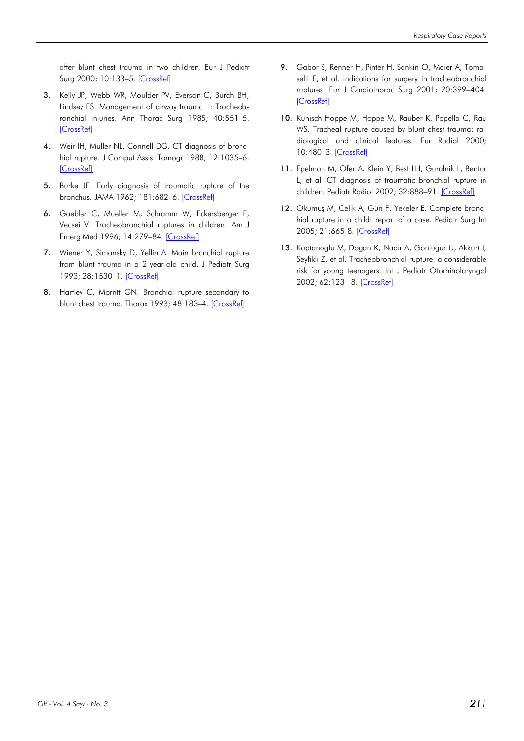after blunt chest trauma in two children. Eur J Pediatr Surg 2000; 10:133–5. [CrossRef]

3. Kelly JP, Webb WR, Moulder PV, Everson C, Burch BH, Lindsey ES. Management of airway trauma. I: Tracheobronchial injuries. Ann Thorac Surg 1985; 40:551–5. [CrossRef]

4. Weir IH, Muller NL, Connell DG. CT diagnosis of bronchial rupture. J Comput Assist Tomogr 1988; 12:1035–6. [CrossRef]

5. Burke JF. Early diagnosis of traumatic rupture of the bronchus. JAMA 1962; 181:682–6. [CrossRef]

6. Gaebler C, Mueller M, Schramm W, Eckersberger F, Vecsei V. Tracheobronchial ruptures in children. Am J Emerg Med 1996; 14:279–84. [CrossRef]

7. Wiener Y, Simansky D, Yellin A. Main bronchial rupture from blunt trauma in a 2-year-old child. J Pediatr Surg 1993; 28:1530–1. [CrossRef]

8. Hartley C, Morritt GN. Bronchial rupture secondary to blunt chest trauma. Thorax 1993; 48:183–4. [CrossRef]

9. Gabor S, Renner H, Pinter H, Sankin O, Maier A, Tomaselli F, et al. Indications for surgery in tracheobronchial ruptures. Eur J Cardiothorac Surg 2001; 20:399–404. [CrossRef]

10. Kunisch-Hoppe M, Hoppe M, Rauber K, Popella C, Rau WS. Tracheal rupture caused by blunt chest trauma: radiological and clinical features. Eur Radiol 2000; 10:480–3. [CrossRef]

11. Epelman M, Ofer A, Klein Y, Best LH, Guralnik L, Bentur L, et al. CT diagnosis of traumatic bronchial rupture in children. Pediatr Radiol 2002; 32:888–91. [CrossRef]

12. Okumuş M, Celik A, Gün F, Yekeler E. Complete bronchial rupture in a child: report of a case. Pediatr Surg Int 2005; 21:665-8. [CrossRef]

13. Kaptanoglu M, Dogan K, Nadir A, Gonlugur U, Akkurt I, Seyfikli Z, et al. Tracheobronchial rupture: a considerable risk for young teenagers. Int J Pediatr Otorhinolaryngol 2002; 62:123– 8. [CrossRef]